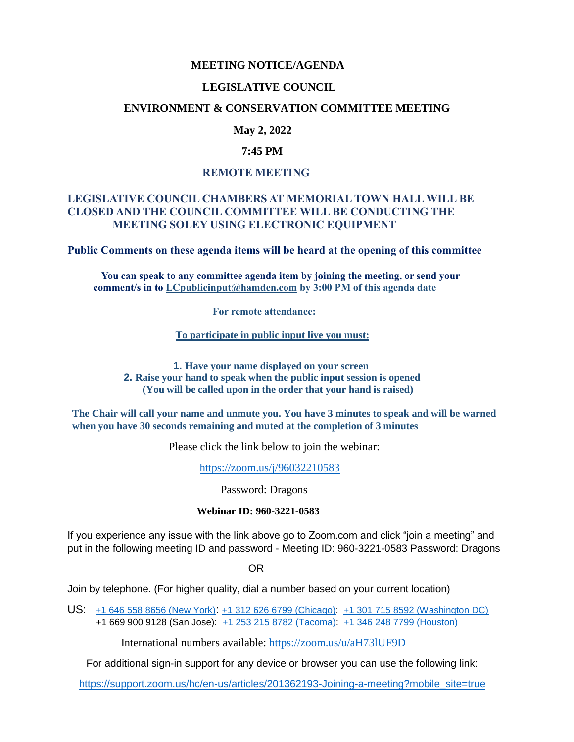# MEETING NOTICE/AGENDA

## LEGISLATIVE COUNCIL

## ENVIRONMENT & CONSERVATION COMMITTEE MEETING

**May 2, 2022**

**7:45 PM**

**REMOTE MEETING**

**LEGISLATIVE COUNCIL CHAMBERS AT MEMORIAL TOWN HALL WILL BE CLOSED AND THE COUNCIL COMMITTEE WILL BE CONDUCTING THE MEETING SOLEY USING ELECTRONIC EQUIPMENT**

**Public Comments on these agenda items will be heard at the opening of this committee**

**You can speak to any committee agenda item by joining the meeting, or send your comment/s in to [LCpublicinput@hamden.com](mailto:LCpublicinput@hamden.com) by 3:00 PM of this agenda date**

**For remote attendance:**

**To participate in public input live you must:**

1. **Have your name displayed on your screen**
2. **Raise your hand to speak when the public input session is opened (You will be called upon in the order that your hand is raised)**

**The Chair will call your name and unmute you. You have 3 minutes to speak and will be warned when you have 30 seconds remaining and muted at the completion of 3 minutes**

Please click the link below to join the webinar:

[https://zoom.us/j/96032210583](https://zoom.us/j/96032210583)

Password: Dragons

**Webinar ID: 960-3221-0583**

If you experience any issue with the link above go to Zoom.com and click "join a meeting" and put in the following meeting ID and password - Meeting ID: 960-3221-0583 Password: Dragons

OR

Join by telephone. (For higher quality, dial a number based on your current location)

US: +1 646 558 8656 (New York): +1 312 626 6799 (Chicago): +1 301 715 8592 (Washington DC)
+1 669 900 9128 (San Jose): +1 253 215 8782 (Tacoma): +1 346 248 7799 (Houston)

International numbers available: [https://zoom.us/u/aH73lUF9D](https://zoom.us/u/aH73lUF9D)

For additional sign-in support for any device or browser you can use the following link:

[https://support.zoom.us/hc/en-us/articles/201362193-Joining-a-meeting?mobile_site=true](https://support.zoom.us/hc/en-us/articles/201362193-Joining-a-meeting?mobile_site=true)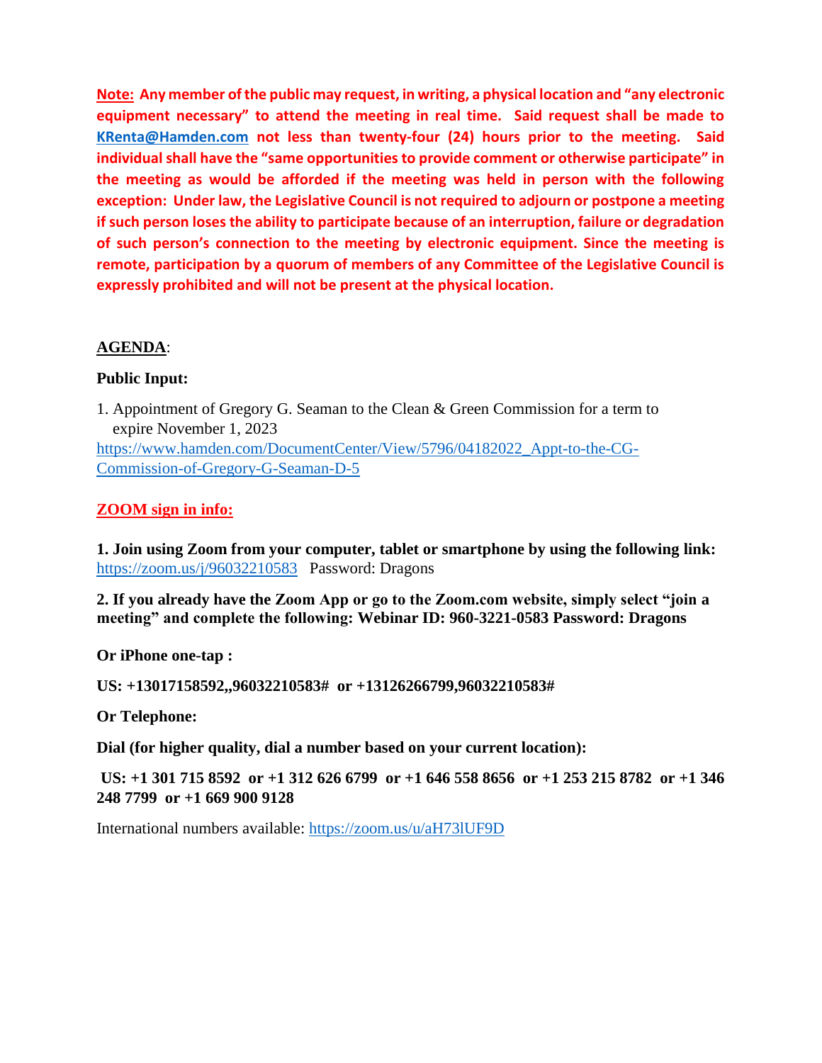**Note: Any member of the public may request, in writing, a physical location and "any electronic equipment necessary" to attend the meeting in real time. Said request shall be made to KRenta@Hamden.com not less than twenty-four (24) hours prior to the meeting. Said individual shall have the "same opportunities to provide comment or otherwise participate" in the meeting as would be afforded if the meeting was held in person with the following exception: Under law, the Legislative Council is not required to adjourn or postpone a meeting if such person loses the ability to participate because of an interruption, failure or degradation of such person's connection to the meeting by electronic equipment. Since the meeting is remote, participation by a quorum of members of any Committee of the Legislative Council is expressly prohibited and will not be present at the physical location.**

**AGENDA**:

**Public Input:**

1. Appointment of Gregory G. Seaman to the Clean & Green Commission for a term to expire November 1, 2023

https://www.hamden.com/DocumentCenter/View/5796/04182022_Appt-to-the-CG-Commission-of-Gregory-G-Seaman-D-5

**ZOOM sign in info:**

**1. Join using Zoom from your computer, tablet or smartphone by using the following link:** https://zoom.us/j/96032210583 Password: Dragons

**2. If you already have the Zoom App or go to the Zoom.com website, simply select "join a meeting" and complete the following: Webinar ID: 960-3221-0583 Password: Dragons**

**Or iPhone one-tap :**

**US: +13017158592,,96032210583# or +13126266799,96032210583#**

**Or Telephone:**

**Dial (for higher quality, dial a number based on your current location):**

**US: +1 301 715 8592 or +1 312 626 6799 or +1 646 558 8656 or +1 253 215 8782 or +1 346 248 7799 or +1 669 900 9128**

International numbers available: https://zoom.us/u/aH73lUF9D